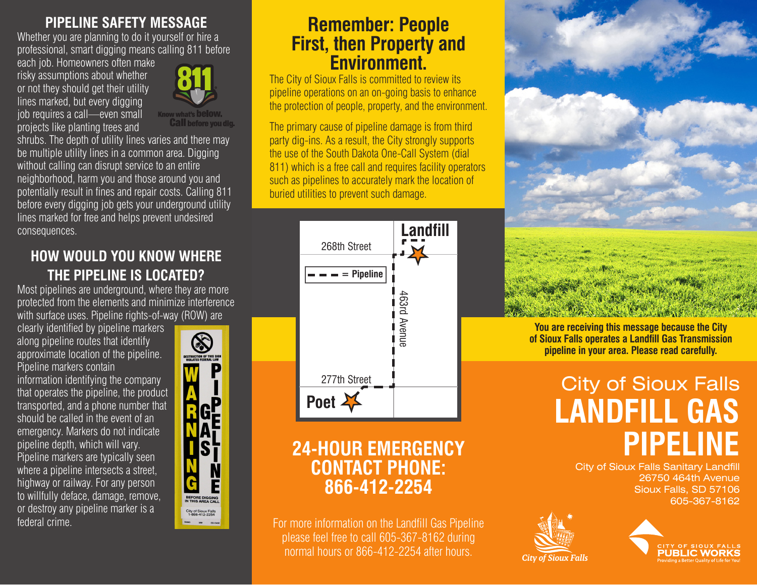## PIPELINE SAFETY MESSAGE

Whether you are planning to do it yourself or hire a professional, smart digging means calling 811 before each job. Homeowners often make risky assumptions about whether or not they should get their utility lines marked, but every digging job requires a call—even small projects like planting trees and shrubs. The depth of utility lines varies and there may be multiple utility lines in a common area. Digging without calling can disrupt service to an entire neighborhood, harm you and those around you and potentially result in fines and repair costs. Calling 811 before every digging job gets your underground utility lines marked for free and helps prevent undesired consequences.

811 Know what's **below.** **Call** before you dig.

## HOW WOULD YOU KNOW WHERE THE PIPELINE IS LOCATED?

Most pipelines are underground, where they are more protected from the elements and minimize interference with surface uses. Pipeline rights-of-way (ROW) are clearly identified by pipeline markers along pipeline routes that identify approximate location of the pipeline. Pipeline markers contain information identifying the company that operates the pipeline, the product transported, and a phone number that should be called in the event of an emergency. Markers do not indicate pipeline depth, which will vary. Pipeline markers are typically seen where a pipeline intersects a street, highway or railway. For any person to willfully deface, damage, remove, or destroy any pipeline marker is a federal crime.

DESTRUCTION OF THIS SIGN VIOLATES FEDERAL LAW
WARNING GAS PIPELINE
BEFORE DIGGING IN THIS AREA CALL
City of Sioux Falls 1-866-412-2254

## Remember: People First, then Property and Environment.

The City of Sioux Falls is committed to review its pipeline operations on an on-going basis to enhance the protection of people, property, and the environment.

The primary cause of pipeline damage is from third party dig-ins. As a result, the City strongly supports the use of the South Dakota One-Call System (dial 811) which is a free call and requires facility operators such as pipelines to accurately mark the location of buried utilities to prevent such damage.

Landfill
268th Street
- - - = Pipeline
463rd Avenue
277th Street
Poet

## 24-HOUR EMERGENCY CONTACT PHONE: 866-412-2254

For more information on the Landfill Gas Pipeline please feel free to call 605-367-8162 during normal hours or 866-412-2254 after hours.

**You are receiving this message because the City of Sioux Falls operates a Landfill Gas Transmission pipeline in your area. Please read carefully.**

# City of Sioux Falls LANDFILL GAS PIPELINE

City of Sioux Falls Sanitary Landfill
26750 464th Avenue
Sioux Falls, SD 57106
605-367-8162

*City of Sioux Falls*

CITY OF SIOUX FALLS PUBLIC WORKS
Providing a Better Quality of Life for You!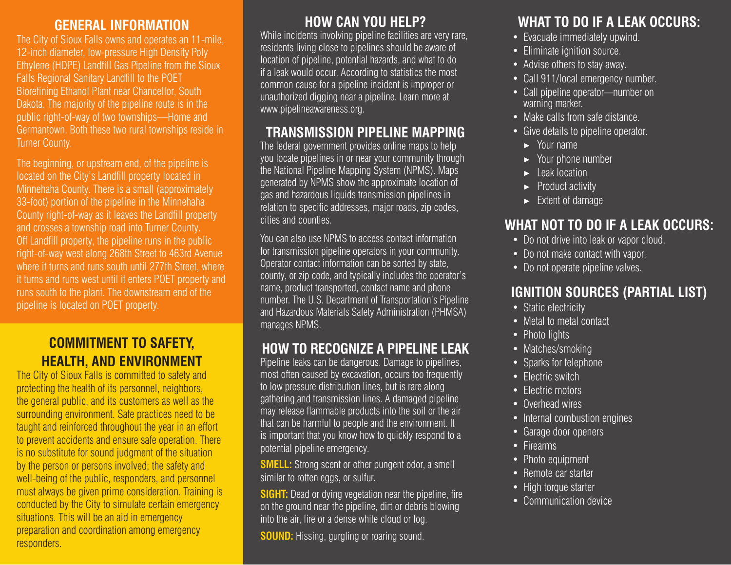## GENERAL INFORMATION

The City of Sioux Falls owns and operates an 11-mile, 12-inch diameter, low-pressure High Density Poly Ethylene (HDPE) Landfill Gas Pipeline from the Sioux Falls Regional Sanitary Landfill to the POET Biorefining Ethanol Plant near Chancellor, South Dakota. The majority of the pipeline route is in the public right-of-way of two townships—Home and Germantown. Both these two rural townships reside in Turner County.

The beginning, or upstream end, of the pipeline is located on the City's Landfill property located in Minnehaha County. There is a small (approximately 33-foot) portion of the pipeline in the Minnehaha County right-of-way as it leaves the Landfill property and crosses a township road into Turner County. Off Landfill property, the pipeline runs in the public right-of-way west along 268th Street to 463rd Avenue where it turns and runs south until 277th Street, where it turns and runs west until it enters POET property and runs south to the plant. The downstream end of the pipeline is located on POET property.

## COMMITMENT TO SAFETY, HEALTH, AND ENVIRONMENT

The City of Sioux Falls is committed to safety and protecting the health of its personnel, neighbors, the general public, and its customers as well as the surrounding environment. Safe practices need to be taught and reinforced throughout the year in an effort to prevent accidents and ensure safe operation. There is no substitute for sound judgment of the situation by the person or persons involved; the safety and well-being of the public, responders, and personnel must always be given prime consideration. Training is conducted by the City to simulate certain emergency situations. This will be an aid in emergency preparation and coordination among emergency responders.

## HOW CAN YOU HELP?

While incidents involving pipeline facilities are very rare, residents living close to pipelines should be aware of location of pipeline, potential hazards, and what to do if a leak would occur. According to statistics the most common cause for a pipeline incident is improper or unauthorized digging near a pipeline. Learn more at www.pipelineawareness.org.

## TRANSMISSION PIPELINE MAPPING

The federal government provides online maps to help you locate pipelines in or near your community through the National Pipeline Mapping System (NPMS). Maps generated by NPMS show the approximate location of gas and hazardous liquids transmission pipelines in relation to specific addresses, major roads, zip codes, cities and counties.

You can also use NPMS to access contact information for transmission pipeline operators in your community. Operator contact information can be sorted by state, county, or zip code, and typically includes the operator's name, product transported, contact name and phone number. The U.S. Department of Transportation's Pipeline and Hazardous Materials Safety Administration (PHMSA) manages NPMS.

## HOW TO RECOGNIZE A PIPELINE LEAK

Pipeline leaks can be dangerous. Damage to pipelines, most often caused by excavation, occurs too frequently to low pressure distribution lines, but is rare along gathering and transmission lines. A damaged pipeline may release flammable products into the soil or the air that can be harmful to people and the environment. It is important that you know how to quickly respond to a potential pipeline emergency.

**SMELL:** Strong scent or other pungent odor, a smell similar to rotten eggs, or sulfur.

**SIGHT:** Dead or dying vegetation near the pipeline, fire on the ground near the pipeline, dirt or debris blowing into the air, fire or a dense white cloud or fog.

**SOUND:** Hissing, gurgling or roaring sound.

## WHAT TO DO IF A LEAK OCCURS:

- Evacuate immediately upwind.
- Eliminate ignition source.
- Advise others to stay away.
- Call 911/local emergency number.
- Call pipeline operator—number on warning marker.
- Make calls from safe distance.
- Give details to pipeline operator.
  - Your name
  - Your phone number
  - Leak location
  - Product activity
  - Extent of damage

## WHAT NOT TO DO IF A LEAK OCCURS:

- Do not drive into leak or vapor cloud.
- Do not make contact with vapor.
- Do not operate pipeline valves.

## IGNITION SOURCES (PARTIAL LIST)

- Static electricity
- Metal to metal contact
- Photo lights
- Matches/smoking
- Sparks for telephone
- Electric switch
- Electric motors
- Overhead wires
- Internal combustion engines
- Garage door openers
- Firearms
- Photo equipment
- Remote car starter
- High torque starter
- Communication device